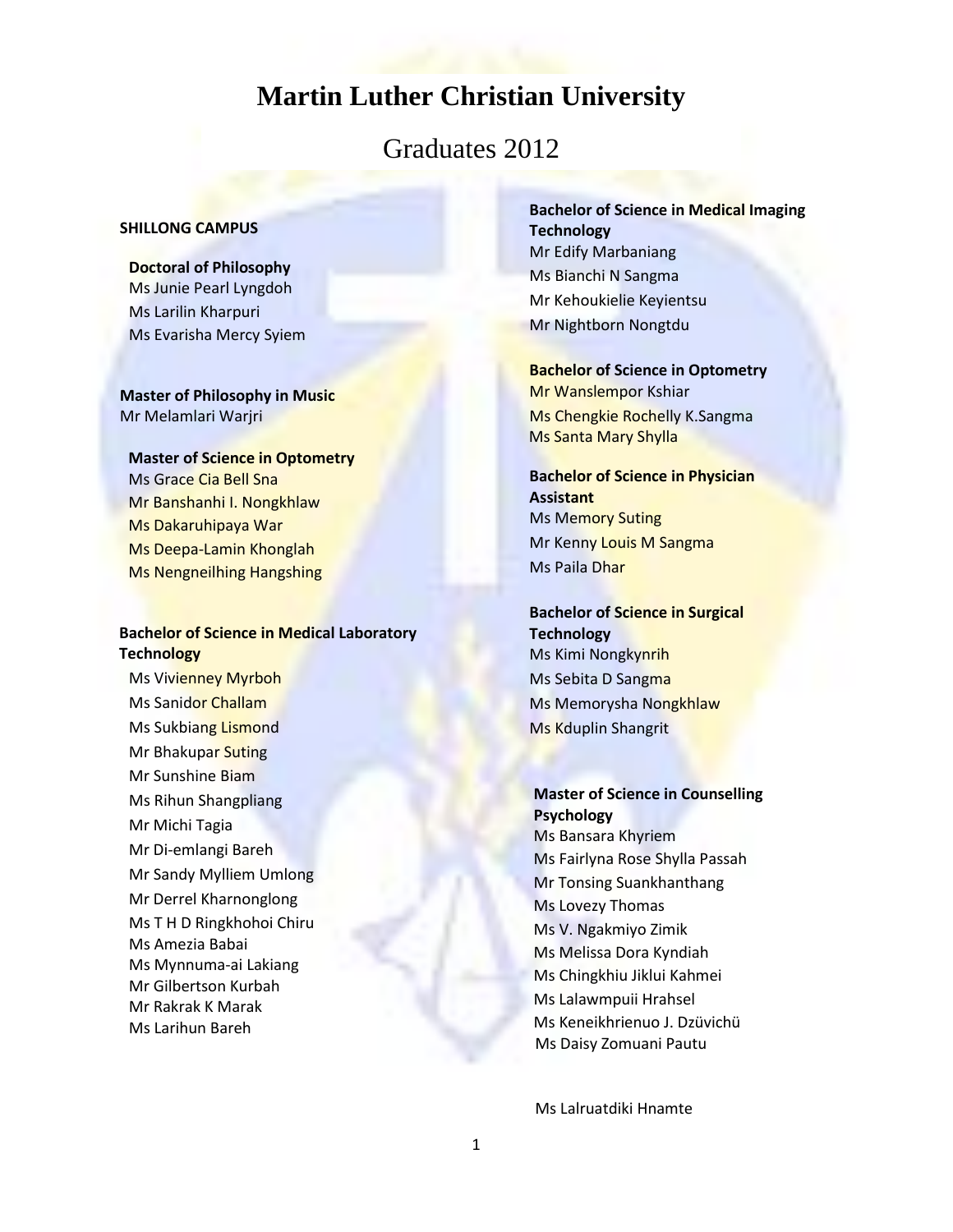# Martin Luther Christian University

## Graduates 2012

### SHILLONG CAMPUS

**Doctoral of Philosophy**

Ms Junie Pearl Lyngdoh
Ms Larilin Kharpuri
Ms Evarisha Mercy Syiem

**Master of Philosophy in Music**

Mr Melamlari Warjri

**Master of Science in Optometry**

Ms Grace Cia Bell Sna
Mr Banshanhi I. Nongkhlaw
Ms Dakaruhipaya War
Ms Deepa-Lamin Khonglah
Ms Nengneilhing Hangshing

**Bachelor of Science in Medical Laboratory Technology**

Ms Vivienney Myrboh
Ms Sanidor Challam
Ms Sukbiang Lismond
Mr Bhakupar Suting
Mr Sunshine Biam
Ms Rihun Shangpliang
Mr Michi Tagia
Mr Di-emlangi Bareh
Mr Sandy Mylliem Umlong
Mr Derrel Kharnonglong
Ms T H D Ringkhohoi Chiru
Ms Amezia Babai
Ms Mynnuma-ai Lakiang
Mr Gilbertson Kurbah
Mr Rakrak K Marak
Ms Larihun Bareh

**Bachelor of Science in Medical Imaging Technology**

Mr Edify Marbaniang
Ms Bianchi N Sangma
Mr Kehoukielie Keyientsu
Mr Nightborn Nongtdu

**Bachelor of Science in Optometry**

Mr Wanslempor Kshiar
Ms Chengkie Rochelly K.Sangma
Ms Santa Mary Shylla

**Bachelor of Science in Physician Assistant**

Ms Memory Suting
Mr Kenny Louis M Sangma
Ms Paila Dhar

**Bachelor of Science in Surgical Technology**

Ms Kimi Nongkynrih
Ms Sebita D Sangma
Ms Memorysha Nongkhlaw
Ms Kduplin Shangrit

**Master of Science in Counselling Psychology**

Ms Bansara Khyriem
Ms Fairlyna Rose Shylla Passah
Mr Tonsing Suankhanthang
Ms Lovezy Thomas
Ms V. Ngakmiyo Zimik
Ms Melissa Dora Kyndiah
Ms Chingkhiu Jiklui Kahmei
Ms Lalawmpuii Hrahsel
Ms Keneikhrienuo J. Dzüvichü
Ms Daisy Zomuani Pautu

Ms Lalruatdiki Hnamte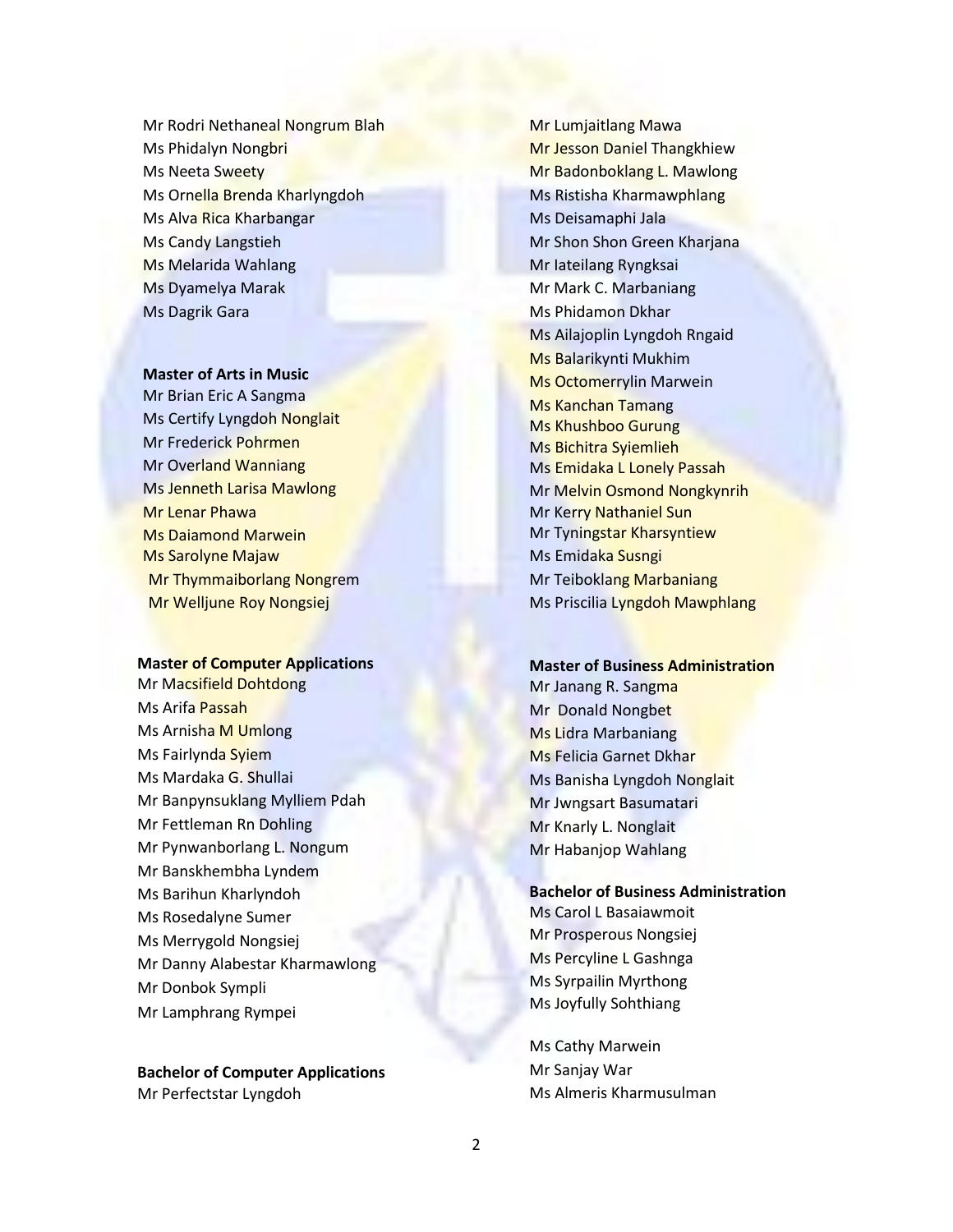Mr Rodri Nethaneal Nongrum Blah
Ms Phidalyn Nongbri
Ms Neeta Sweety
Ms Ornella Brenda Kharlyngdoh
Ms Alva Rica Kharbangar
Ms Candy Langstieh
Ms Melarida Wahlang
Ms Dyamelya Marak
Ms Dagrik Gara

**Master of Arts in Music**
Mr Brian Eric A Sangma
Ms Certify Lyngdoh Nonglait
Mr Frederick Pohrmen
Mr Overland Wanniang
Ms Jenneth Larisa Mawlong
Mr Lenar Phawa
Ms Daiamond Marwein
Ms Sarolyne Majaw
Mr Thymmaiborlang Nongrem
Mr Welljune Roy Nongsiej

**Master of Computer Applications**
Mr Macsifield Dohtdong
Ms Arifa Passah
Ms Arnisha M Umlong
Ms Fairlynda Syiem
Ms Mardaka G. Shullai
Mr Banpynsuklang Mylliem Pdah
Mr Fettleman Rn Dohling
Mr Pynwanborlang L. Nongum
Mr Banskhembha Lyndem
Ms Barihun Kharlyndoh
Ms Rosedalyne Sumer
Ms Merrygold Nongsiej
Mr Danny Alabestar Kharmawlong
Mr Donbok Sympli
Mr Lamphrang Rympei

**Bachelor of Computer Applications**
Mr Perfectstar Lyngdoh
Mr Lumjaitlang Mawa
Mr Jesson Daniel Thangkhiew
Mr Badonboklang L. Mawlong
Ms Ristisha Kharmawphlang
Ms Deisamaphi Jala
Mr Shon Shon Green Kharjana
Mr Iateilang Ryngksai
Mr Mark C. Marbaniang
Ms Phidamon Dkhar
Ms Ailajoplin Lyngdoh Rngaid
Ms Balarikynti Mukhim
Ms Octomerrylin Marwein
Ms Kanchan Tamang
Ms Khushboo Gurung
Ms Bichitra Syiemlieh
Ms Emidaka L Lonely Passah
Mr Melvin Osmond Nongkynrih
Mr Kerry Nathaniel Sun
Mr Tyningstar Kharsyntiew
Ms Emidaka Susngi
Mr Teiboklang Marbaniang
Ms Priscilia Lyngdoh Mawphlang

**Master of Business Administration**
Mr Janang R. Sangma
Mr Donald Nongbet
Ms Lidra Marbaniang
Ms Felicia Garnet Dkhar
Ms Banisha Lyngdoh Nonglait
Mr Jwngsart Basumatari
Mr Knarly L. Nonglait
Mr Habanjop Wahlang

**Bachelor of Business Administration**
Ms Carol L Basaiawmoit
Mr Prosperous Nongsiej
Ms Percyline L Gashnga
Ms Syrpailin Myrthong
Ms Joyfully Sohthiang

Ms Cathy Marwein
Mr Sanjay War
Ms Almeris Kharmusulman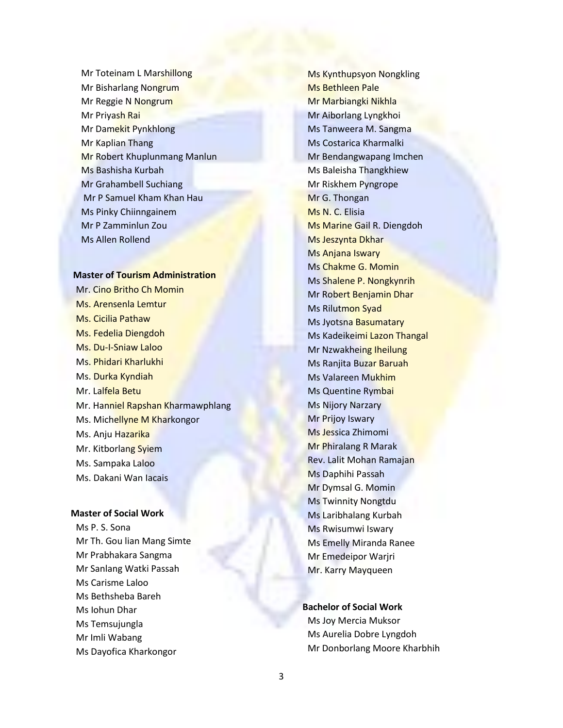Mr Toteinam L Marshillong
Mr Bisharlang Nongrum
Mr Reggie N Nongrum
Mr Priyash Rai
Mr Damekit Pynkhlong
Mr Kaplian Thang
Mr Robert Khuplunmang Manlun
Ms Bashisha Kurbah
Mr Grahambell Suchiang
Mr P Samuel Kham Khan Hau
Ms Pinky Chiinngainem
Mr P Zamminlun Zou
Ms Allen Rollend

**Master of Tourism Administration**

Mr. Cino Britho Ch Momin
Ms. Arensenla Lemtur
Ms. Cicilia Pathaw
Ms. Fedelia Diengdoh
Ms. Du-I-Sniaw Laloo
Ms. Phidari Kharlukhi
Ms. Durka Kyndiah
Mr. Lalfela Betu
Mr. Hanniel Rapshan Kharmawphlang
Ms. Michellyne M Kharkongor
Ms. Anju Hazarika
Mr. Kitborlang Syiem
Ms. Sampaka Laloo
Ms. Dakani Wan Iacais

**Master of Social Work**

Ms P. S. Sona
Mr Th. Gou lian Mang Simte
Mr Prabhakara Sangma
Mr Sanlang Watki Passah
Ms Carisme Laloo
Ms Bethsheba Bareh
Ms Iohun Dhar
Ms Temsujungla
Mr Imli Wabang
Ms Dayofica Kharkongor
Ms Kynthupsyon Nongkling
Ms Bethleen Pale
Mr Marbiangki Nikhla
Mr Aiborlang Lyngkhoi
Ms Tanweera M. Sangma
Ms Costarica Kharmalki
Mr Bendangwapang Imchen
Ms Baleisha Thangkhiew
Mr Riskhem Pyngrope
Mr G. Thongan
Ms N. C. Elisia
Ms Marine Gail R. Diengdoh
Ms Jeszynta Dkhar
Ms Anjana Iswary
Ms Chakme G. Momin
Ms Shalene P. Nongkynrih
Mr Robert Benjamin Dhar
Ms Rilutmon Syad
Ms Jyotsna Basumatary
Ms Kadeikeimi Lazon Thangal
Mr Nzwakheing Iheilung
Ms Ranjita Buzar Baruah
Ms Valareen Mukhim
Ms Quentine Rymbai
Ms Nijory Narzary
Mr Prijoy Iswary
Ms Jessica Zhimomi
Mr Phiralang R Marak
Rev. Lalit Mohan Ramajan
Ms Daphihi Passah
Mr Dymsal G. Momin
Ms Twinnity Nongtdu
Ms Laribhalang Kurbah
Ms Rwisumwi Iswary
Ms Emelly Miranda Ranee
Mr Emedeipor Warjri
Mr. Karry Mayqueen

**Bachelor of Social Work**

Ms Joy Mercia Muksor
Ms Aurelia Dobre Lyngdoh
Mr Donborlang Moore Kharbhih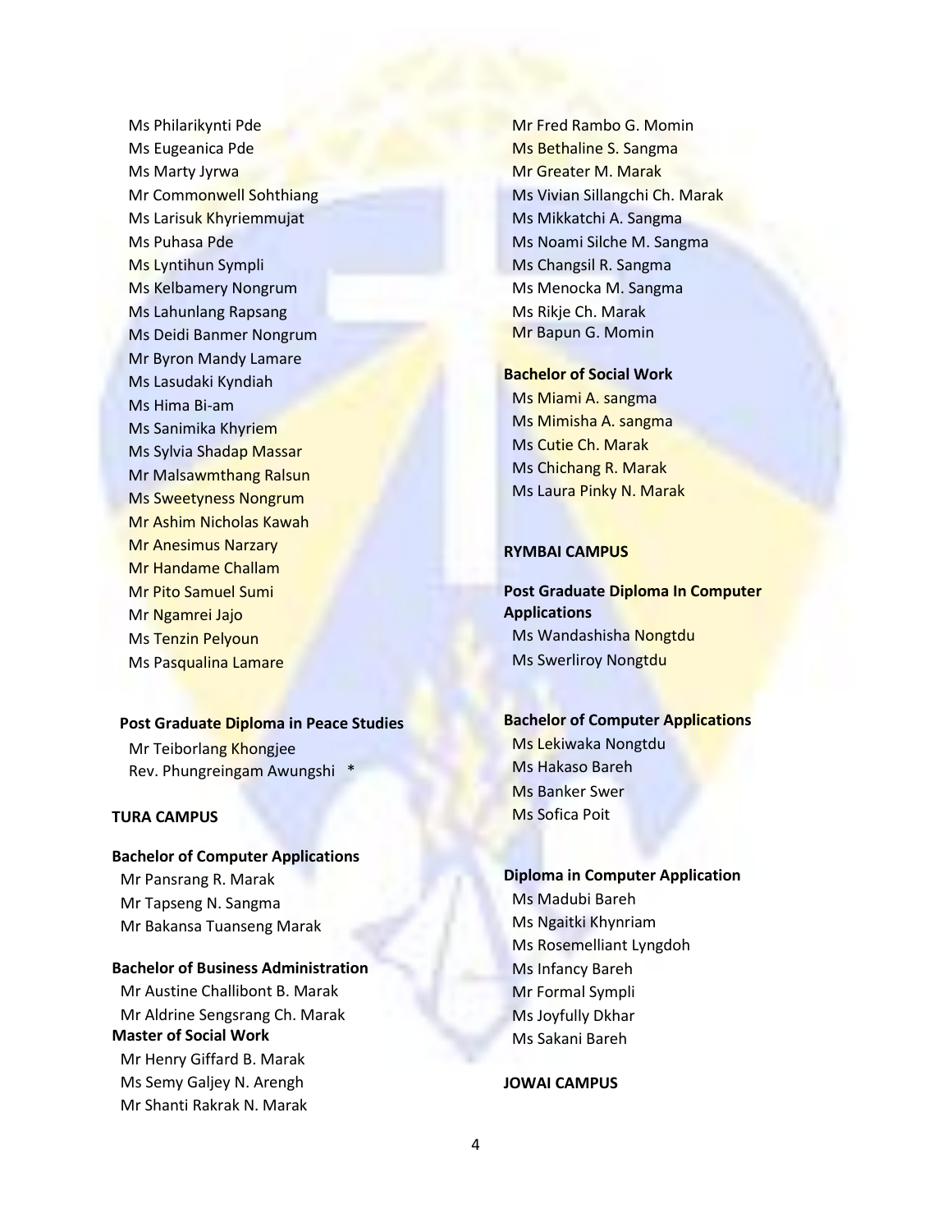Ms Philarikynti Pde
Ms Eugeanica Pde
Ms Marty Jyrwa
Mr Commonwell Sohthiang
Ms Larisuk Khyriemmujat
Ms Puhasa Pde
Ms Lyntihun Sympli
Ms Kelbamery Nongrum
Ms Lahunlang Rapsang
Ms Deidi Banmer Nongrum
Mr Byron Mandy Lamare
Ms Lasudaki Kyndiah
Ms Hima Bi-am
Ms Sanimika Khyriem
Ms Sylvia Shadap Massar
Mr Malsawmthang Ralsun
Ms Sweetyness Nongrum
Mr Ashim Nicholas Kawah
Mr Anesimus Narzary
Mr Handame Challam
Mr Pito Samuel Sumi
Mr Ngamrei Jajo
Ms Tenzin Pelyoun
Ms Pasqualina Lamare

**Post Graduate Diploma in Peace Studies**

Mr Teiborlang Khongjee
Rev. Phungreingam Awungshi *

**TURA CAMPUS**

**Bachelor of Computer Applications**

Mr Pansrang R. Marak
Mr Tapseng N. Sangma
Mr Bakansa Tuanseng Marak

**Bachelor of Business Administration**

Mr Austine Challibont B. Marak
Mr Aldrine Sengsrang Ch. Marak

**Master of Social Work**

Mr Henry Giffard B. Marak
Ms Semy Galjey N. Arengh
Mr Shanti Rakrak N. Marak
Mr Fred Rambo G. Momin
Ms Bethaline S. Sangma
Mr Greater M. Marak
Ms Vivian Sillangchi Ch. Marak
Ms Mikkatchi A. Sangma
Ms Noami Silche M. Sangma
Ms Changsil R. Sangma
Ms Menocka M. Sangma
Ms Rikje Ch. Marak
Mr Bapun G. Momin

**Bachelor of Social Work**

Ms Miami A. sangma
Ms Mimisha A. sangma
Ms Cutie Ch. Marak
Ms Chichang R. Marak
Ms Laura Pinky N. Marak

**RYMBAI CAMPUS**

**Post Graduate Diploma In Computer Applications**

Ms Wandashisha Nongtdu
Ms Swerliroy Nongtdu

**Bachelor of Computer Applications**

Ms Lekiwaka Nongtdu
Ms Hakaso Bareh
Ms Banker Swer
Ms Sofica Poit

**Diploma in Computer Application**

Ms Madubi Bareh
Ms Ngaitki Khynriam
Ms Rosemelliant Lyngdoh
Ms Infancy Bareh
Mr Formal Sympli
Ms Joyfully Dkhar
Ms Sakani Bareh

**JOWAI CAMPUS**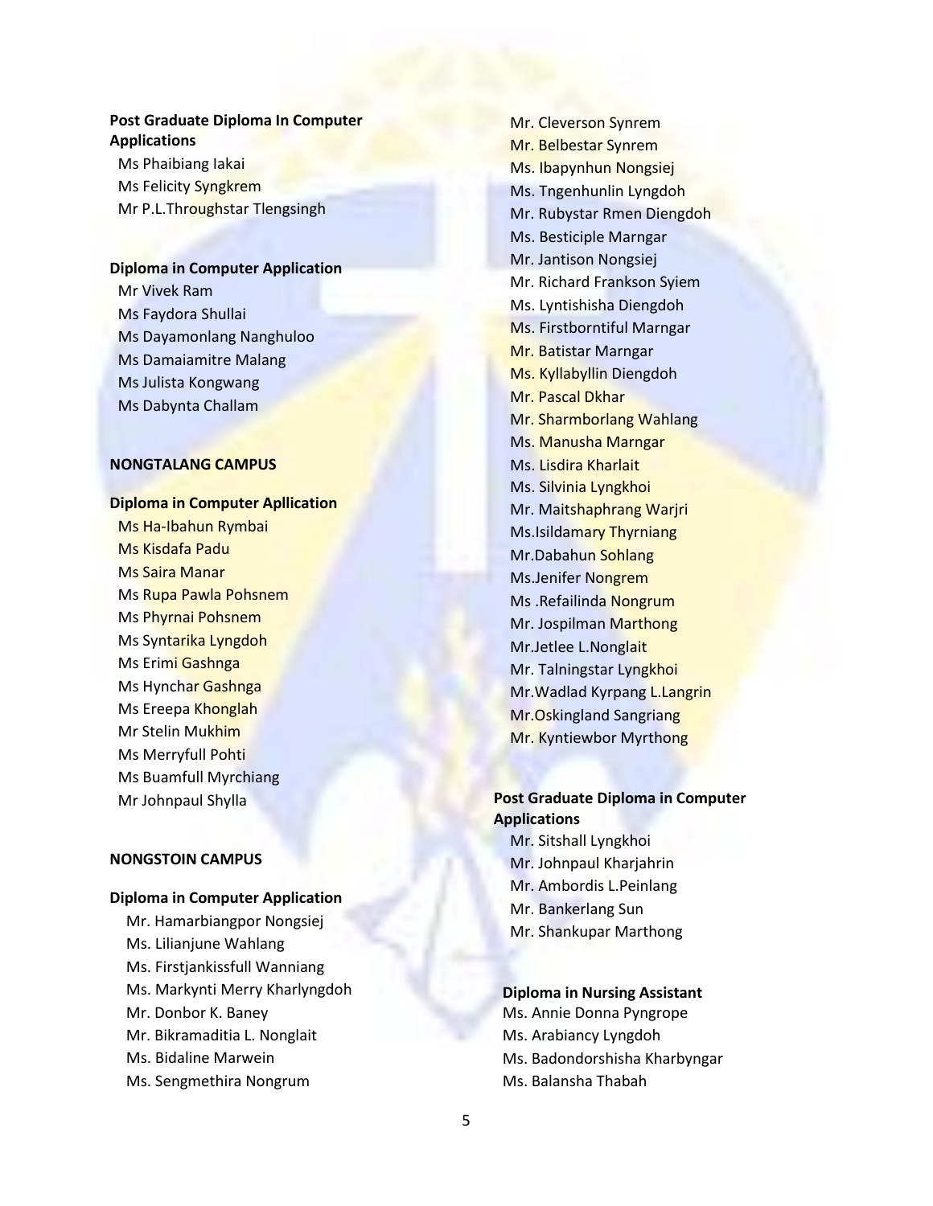**Post Graduate Diploma In Computer Applications**

Ms Phaibiang Iakai
Ms Felicity Syngkrem
Mr P.L.Throughstar Tlengsingh

**Diploma in Computer Application**

Mr Vivek Ram
Ms Faydora Shullai
Ms Dayamonlang Nanghuloo
Ms Damaiamitre Malang
Ms Julista Kongwang
Ms Dabynta Challam

**NONGTALANG CAMPUS**

**Diploma in Computer Apllication**

Ms Ha-Ibahun Rymbai
Ms Kisdafa Padu
Ms Saira Manar
Ms Rupa Pawla Pohsnem
Ms Phyrnai Pohsnem
Ms Syntarika Lyngdoh
Ms Erimi Gashnga
Ms Hynchar Gashnga
Ms Ereepa Khonglah
Mr Stelin Mukhim
Ms Merryfull Pohti
Ms Buamfull Myrchiang
Mr Johnpaul Shylla

**NONGSTOIN CAMPUS**

**Diploma in Computer Application**

Mr. Hamarbiangpor Nongsiej
Ms. Lilianjune Wahlang
Ms. Firstjankissfull Wanniang
Ms. Markynti Merry Kharlyngdoh
Mr. Donbor K. Baney
Mr. Bikramaditia L. Nonglait
Ms. Bidaline Marwein
Ms. Sengmethira Nongrum
Mr. Cleverson Synrem
Mr. Belbestar Synrem
Ms. Ibapynhun Nongsiej
Ms. Tngenhunlin Lyngdoh
Mr. Rubystar Rmen Diengdoh
Ms. Besticiple Marngar
Mr. Jantison Nongsiej
Mr. Richard Frankson Syiem
Ms. Lyntishisha Diengdoh
Ms. Firstborntiful Marngar
Mr. Batistar Marngar
Ms. Kyllabyllin Diengdoh
Mr. Pascal Dkhar
Mr. Sharmborlang Wahlang
Ms. Manusha Marngar
Ms. Lisdira Kharlait
Ms. Silvinia Lyngkhoi
Mr. Maitshaphrang Warjri
Ms.Isildamary Thyrniang
Mr.Dabahun Sohlang
Ms.Jenifer Nongrem
Ms .Refailinda Nongrum
Mr. Jospilman Marthong
Mr.Jetlee L.Nonglait
Mr. Talningstar Lyngkhoi
Mr.Wadlad Kyrpang L.Langrin
Mr.Oskingland Sangriang
Mr. Kyntiewbor Myrthong

**Post Graduate Diploma in Computer Applications**

Mr. Sitshall Lyngkhoi
Mr. Johnpaul Kharjahrin
Mr. Ambordis L.Peinlang
Mr. Bankerlang Sun
Mr. Shankupar Marthong

**Diploma in Nursing Assistant**

Ms. Annie Donna Pyngrope
Ms. Arabiancy Lyngdoh
Ms. Badondorshisha Kharbyngar
Ms. Balansha Thabah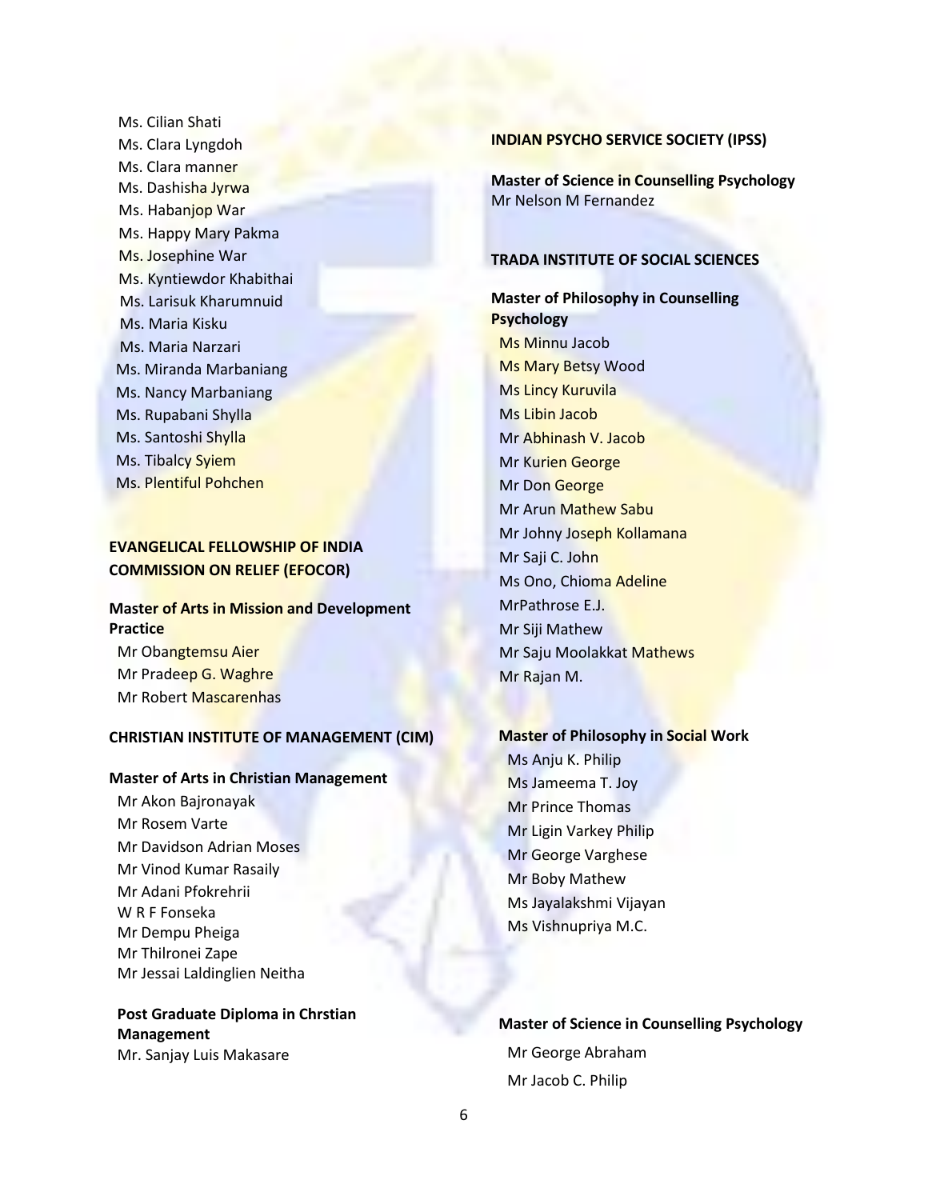Ms. Cilian Shati
Ms. Clara Lyngdoh
Ms. Clara manner
Ms. Dashisha Jyrwa
Ms. Habanjop War
Ms. Happy Mary Pakma
Ms. Josephine War
Ms. Kyntiewdor Khabithai
Ms. Larisuk Kharumnuid
Ms. Maria Kisku
Ms. Maria Narzari
Ms. Miranda Marbaniang
Ms. Nancy Marbaniang
Ms. Rupabani Shylla
Ms. Santoshi Shylla
Ms. Tibalcy Syiem
Ms. Plentiful Pohchen

**EVANGELICAL FELLOWSHIP OF INDIA COMMISSION ON RELIEF (EFOCOR)**

**Master of Arts in Mission and Development Practice**

Mr Obangtemsu Aier
Mr Pradeep G. Waghre
Mr Robert Mascarenhas

**CHRISTIAN INSTITUTE OF MANAGEMENT (CIM)**

**Master of Arts in Christian Management**

Mr Akon Bajronayak
Mr Rosem Varte
Mr Davidson Adrian Moses
Mr Vinod Kumar Rasaily
Mr Adani Pfokrehrii
W R F Fonseka
Mr Dempu Pheiga
Mr Thilronei Zape
Mr Jessai Laldinglien Neitha

**Post Graduate Diploma in Chrstian Management**

Mr. Sanjay Luis Makasare

**INDIAN PSYCHO SERVICE SOCIETY (IPSS)**

**Master of Science in Counselling Psychology**

Mr Nelson M Fernandez

**TRADA INSTITUTE OF SOCIAL SCIENCES**

**Master of Philosophy in Counselling Psychology**

Ms Minnu Jacob
Ms Mary Betsy Wood
Ms Lincy Kuruvila
Ms Libin Jacob
Mr Abhinash V. Jacob
Mr Kurien George
Mr Don George
Mr Arun Mathew Sabu
Mr Johny Joseph Kollamana
Mr Saji C. John
Ms Ono, Chioma Adeline
MrPathrose E.J.
Mr Siji Mathew
Mr Saju Moolakkat Mathews
Mr Rajan M.

**Master of Philosophy in Social Work**

Ms Anju K. Philip
Ms Jameema T. Joy
Mr Prince Thomas
Mr Ligin Varkey Philip
Mr George Varghese
Mr Boby Mathew
Ms Jayalakshmi Vijayan
Ms Vishnupriya M.C.

**Master of Science in Counselling Psychology**

Mr George Abraham
Mr Jacob C. Philip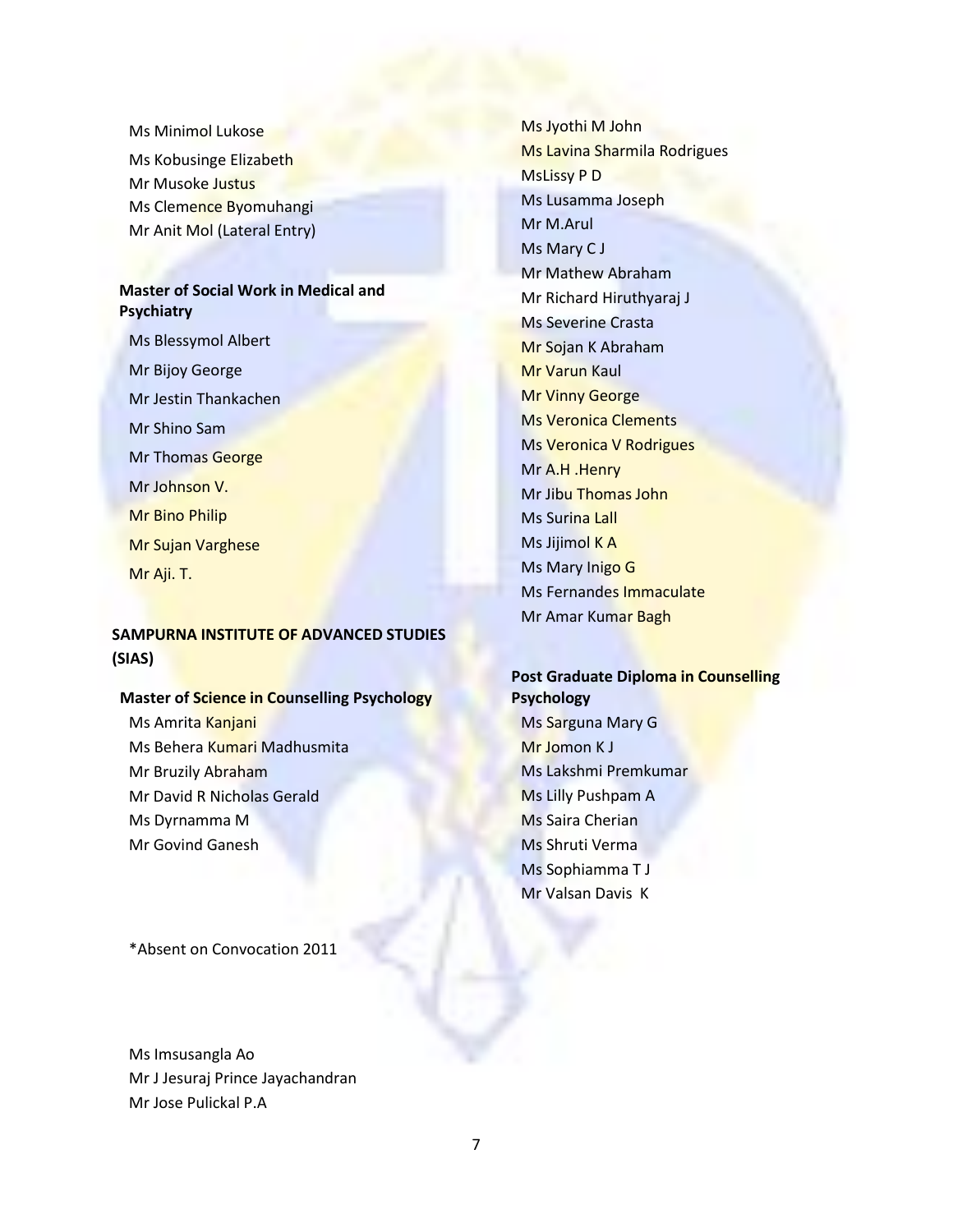Ms Minimol Lukose
Ms Kobusinge Elizabeth
Mr Musoke Justus
Ms Clemence Byomuhangi
Mr Anit Mol (Lateral Entry)

**Master of Social Work in Medical and Psychiatry**

Ms Blessymol Albert
Mr Bijoy George
Mr Jestin Thankachen
Mr Shino Sam
Mr Thomas George
Mr Johnson V.
Mr Bino Philip
Mr Sujan Varghese
Mr Aji. T.

## SAMPURNA INSTITUTE OF ADVANCED STUDIES (SIAS)

**Master of Science in Counselling Psychology**

Ms Amrita Kanjani
Ms Behera Kumari Madhusmita
Mr Bruzily Abraham
Mr David R Nicholas Gerald
Ms Dyrnamma M
Mr Govind Ganesh

*Absent on Convocation 2011

Ms Imsusangla Ao
Mr J Jesuraj Prince Jayachandran
Mr Jose Pulickal P.A
Ms Jyothi M John
Ms Lavina Sharmila Rodrigues
MsLissy P D
Ms Lusamma Joseph
Mr M.Arul
Ms Mary C J
Mr Mathew Abraham
Mr Richard Hiruthyaraj J
Ms Severine Crasta
Mr Sojan K Abraham
Mr Varun Kaul
Mr Vinny George
Ms Veronica Clements
Ms Veronica V Rodrigues
Mr A.H .Henry
Mr Jibu Thomas John
Ms Surina Lall
Ms Jijimol K A
Ms Mary Inigo G
Ms Fernandes Immaculate
Mr Amar Kumar Bagh

**Post Graduate Diploma in Counselling Psychology**

Ms Sarguna Mary G
Mr Jomon K J
Ms Lakshmi Premkumar
Ms Lilly Pushpam A
Ms Saira Cherian
Ms Shruti Verma
Ms Sophiamma T J
Mr Valsan Davis K